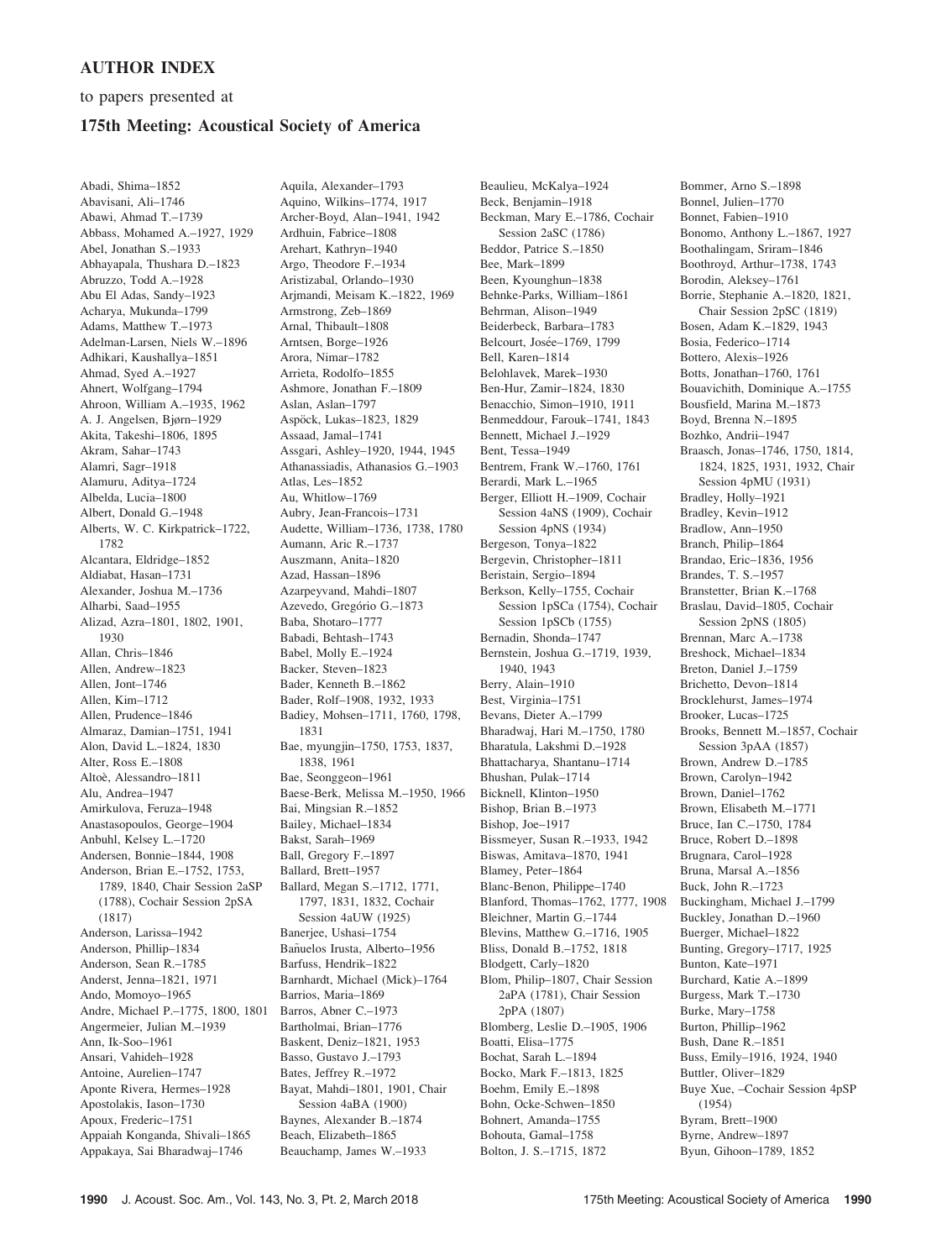## AUTHOR INDEX

to papers presented at

### 175th Meeting: Acoustical Society of America

Abadi, Shima–1852
Abavisani, Ali–1746
Abawi, Ahmad T.–1739
Abbass, Mohamed A.–1927, 1929
Abel, Jonathan S.–1933
Abhayapala, Thushara D.–1823
Abruzzo, Todd A.–1928
Abu El Adas, Sandy–1923
Acharya, Mukunda–1799
Adams, Matthew T.–1973
Adelman-Larsen, Niels W.–1896
Adhikari, Kaushallya–1851
Ahmad, Syed A.–1927
Ahnert, Wolfgang–1794
Ahroon, William A.–1935, 1962
A. J. Angelsen, Bjørn–1929
Akita, Takeshi–1806, 1895
Akram, Sahar–1743
Alamri, Sagr–1918
Alamuru, Aditya–1724
Albelda, Lucia–1800
Albert, Donald G.–1948
Alberts, W. C. Kirkpatrick–1722, 1782
Alcantara, Eldridge–1852
Aldiabat, Hasan–1731
Alexander, Joshua M.–1736
Alharbi, Saad–1955
Alizad, Azra–1801, 1802, 1901, 1930
Allan, Chris–1846
Allen, Andrew–1823
Allen, Jont–1746
Allen, Kim–1712
Allen, Prudence–1846
Almaraz, Damian–1751, 1941
Alon, David L.–1824, 1830
Alter, Ross E.–1808
Altoè, Alessandro–1811
Alu, Andrea–1947
Amirkulova, Feruza–1948
Anastasopoulos, George–1904
Anbuhl, Kelsey L.–1720
Andersen, Bonnie–1844, 1908
Anderson, Brian E.–1752, 1753, 1789, 1840, Chair Session 2aSP (1788), Cochair Session 2pSA (1817)
Anderson, Larissa–1942
Anderson, Phillip–1834
Anderson, Sean R.–1785
Anderst, Jenna–1821, 1971
Ando, Momoyo–1965
Andre, Michael P.–1775, 1800, 1801
Angermeier, Julian M.–1939
Ann, Ik-Soo–1961
Ansari, Vahideh–1928
Antoine, Aurelien–1747
Aponte Rivera, Hermes–1928
Apostolakis, Iason–1730
Apoux, Frederic–1751
Appaiah Konganda, Shivali–1865
Appakaya, Sai Bharadwaj–1746
Aquila, Alexander–1793
Aquino, Wilkins–1774, 1917
Archer-Boyd, Alan–1941, 1942
Ardhuin, Fabrice–1808
Arehart, Kathryn–1940
Argo, Theodore F.–1934
Aristizabal, Orlando–1930
Arjmandi, Meisam K.–1822, 1969
Armstrong, Zeb–1869
Arnal, Thibault–1808
Arntsen, Borge–1926
Arora, Nimar–1782
Arrieta, Rodolfo–1855
Ashmore, Jonathan F.–1809
Aslan, Aslan–1797
Aspöck, Lukas–1823, 1829
Assaad, Jamal–1741
Assgari, Ashley–1920, 1944, 1945
Athanassiadis, Athanasios G.–1903
Atlas, Les–1852
Au, Whitlow–1769
Aubry, Jean-Francois–1731
Audette, William–1736, 1738, 1780
Aumann, Aric R.–1737
Auszmann, Anita–1820
Azad, Hassan–1896
Azarpeyvand, Mahdi–1807
Azevedo, Gregório G.–1873
Baba, Shotaro–1777
Babadi, Behtash–1743
Babel, Molly E.–1924
Backer, Steven–1823
Bader, Kenneth B.–1862
Bader, Rolf–1908, 1932, 1933
Badiey, Mohsen–1711, 1760, 1798, 1831
Bae, myungjin–1750, 1753, 1837, 1838, 1961
Bae, Seonggeon–1961
Baese-Berk, Melissa M.–1950, 1966
Bai, Mingsian R.–1852
Bailey, Michael–1834
Bakst, Sarah–1969
Ball, Gregory F.–1897
Ballard, Brett–1957
Ballard, Megan S.–1712, 1771, 1797, 1831, 1832, Cochair Session 4aUW (1925)
Banerjee, Ushasi–1754
Bañuelos Irusta, Alberto–1956
Barfuss, Hendrik–1822
Barnhardt, Michael (Mick)–1764
Barrios, Maria–1869
Barros, Abner C.–1973
Bartholmai, Brian–1776
Baskent, Deniz–1821, 1953
Basso, Gustavo J.–1793
Bates, Jeffrey R.–1972
Bayat, Mahdi–1801, 1901, Chair Session 4aBA (1900)
Baynes, Alexander B.–1874
Beach, Elizabeth–1865
Beauchamp, James W.–1933
Beaulieu, McKalya–1924
Beck, Benjamin–1918
Beckman, Mary E.–1786, Cochair Session 2aSC (1786)
Beddor, Patrice S.–1850
Bee, Mark–1899
Been, Kyounghun–1838
Behnke-Parks, William–1861
Behrman, Alison–1949
Beiderbeck, Barbara–1783
Belcourt, Josée–1769, 1799
Bell, Karen–1814
Belohlavek, Marek–1930
Ben-Hur, Zamir–1824, 1830
Benacchio, Simon–1910, 1911
Benmeddour, Farouk–1741, 1843
Bennett, Michael J.–1929
Bent, Tessa–1949
Bentrem, Frank W.–1760, 1761
Berardi, Mark L.–1965
Berger, Elliott H.–1909, Cochair Session 4aNS (1909), Cochair Session 4pNS (1934)
Bergeson, Tonya–1822
Bergevin, Christopher–1811
Beristain, Sergio–1894
Berkson, Kelly–1755, Cochair Session 1pSCa (1754), Cochair Session 1pSCb (1755)
Bernadin, Shonda–1747
Bernstein, Joshua G.–1719, 1939, 1940, 1943
Berry, Alain–1910
Best, Virginia–1751
Bevans, Dieter A.–1799
Bharadwaj, Hari M.–1750, 1780
Bharatula, Lakshmi D.–1928
Bhattacharya, Shantanu–1714
Bhushan, Pulak–1714
Bicknell, Klinton–1950
Bishop, Brian B.–1973
Bishop, Joe–1917
Bissmeyer, Susan R.–1933, 1942
Biswas, Amitava–1870, 1941
Blamey, Peter–1864
Blanc-Benon, Philippe–1740
Blanford, Thomas–1762, 1777, 1908
Bleichner, Martin G.–1744
Blevins, Matthew G.–1716, 1905
Bliss, Donald B.–1752, 1818
Blodgett, Carly–1820
Blom, Philip–1807, Chair Session 2aPA (1781), Chair Session 2pPA (1807)
Blomberg, Leslie D.–1905, 1906
Boatti, Elisa–1775
Bochat, Sarah L.–1894
Bocko, Mark F.–1813, 1825
Boehm, Emily E.–1898
Bohn, Ocke-Schwen–1850
Bohnert, Amanda–1755
Bohouta, Gamal–1758
Bolton, J. S.–1715, 1872
Bommer, Arno S.–1898
Bonnel, Julien–1770
Bonnet, Fabien–1910
Bonomo, Anthony L.–1867, 1927
Boothalingam, Sriram–1846
Boothroyd, Arthur–1738, 1743
Borodin, Aleksey–1761
Borrie, Stephanie A.–1820, 1821, Chair Session 2pSC (1819)
Bosen, Adam K.–1829, 1943
Bosia, Federico–1714
Bottero, Alexis–1926
Botts, Jonathan–1760, 1761
Bouavichith, Dominique A.–1755
Bousfield, Marina M.–1873
Boyd, Brenna N.–1895
Bozhko, Andrii–1947
Braasch, Jonas–1746, 1750, 1814, 1824, 1825, 1931, 1932, Chair Session 4pMU (1931)
Bradley, Holly–1921
Bradley, Kevin–1912
Bradlow, Ann–1950
Branch, Philip–1864
Brandao, Eric–1836, 1956
Brandes, T. S.–1957
Branstetter, Brian K.–1768
Braslau, David–1805, Cochair Session 2pNS (1805)
Brennan, Marc A.–1738
Breshock, Michael–1834
Breton, Daniel J.–1759
Brichetto, Devon–1814
Brocklehurst, James–1974
Brooker, Lucas–1725
Brooks, Bennett M.–1857, Cochair Session 3pAA (1857)
Brown, Andrew D.–1785
Brown, Carolyn–1942
Brown, Daniel–1762
Brown, Elisabeth M.–1771
Bruce, Ian C.–1750, 1784
Bruce, Robert D.–1898
Brugnara, Carol–1928
Bruna, Marsal A.–1856
Buck, John R.–1723
Buckingham, Michael J.–1799
Buckley, Jonathan D.–1960
Buerger, Michael–1822
Bunting, Gregory–1717, 1925
Bunton, Kate–1971
Burchard, Katie A.–1899
Burgess, Mark T.–1730
Burke, Mary–1758
Burton, Phillip–1962
Bush, Dane R.–1851
Buss, Emily–1916, 1924, 1940
Buttler, Oliver–1829
Buye Xue, –Cochair Session 4pSP (1954)
Byram, Brett–1900
Byrne, Andrew–1897
Byun, Gihoon–1789, 1852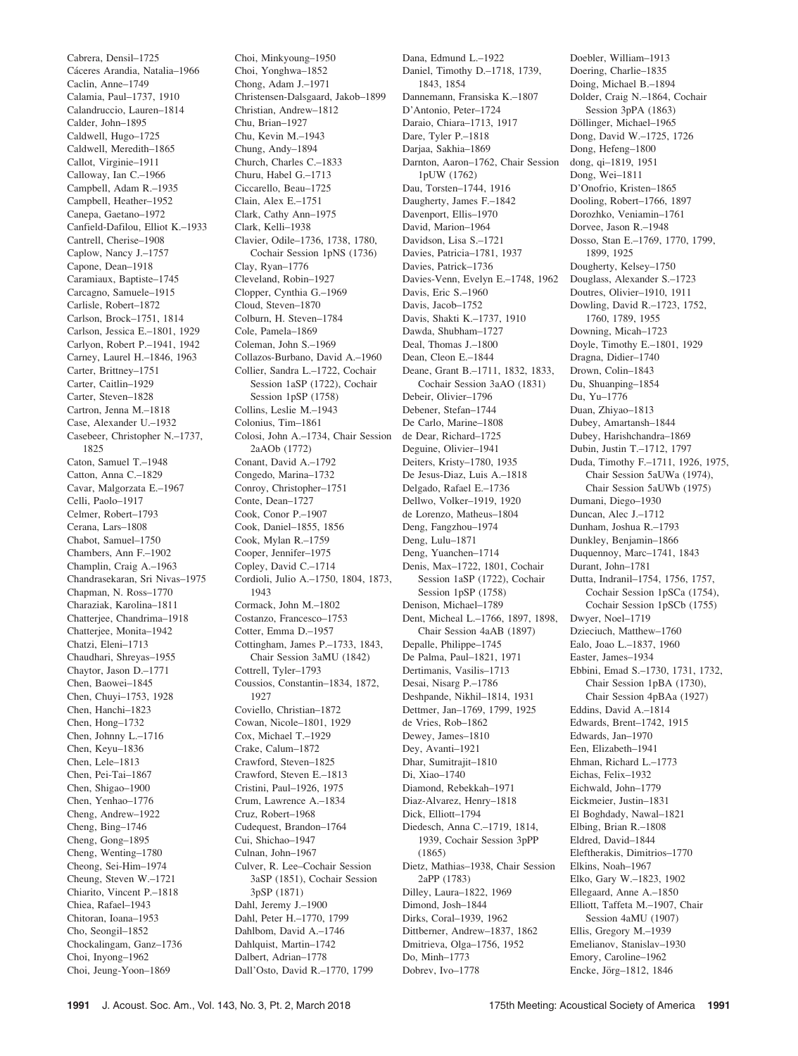Cabrera, Densil–1725
Cáceres Arandia, Natalia–1966
Caclin, Anne–1749
Calamia, Paul–1737, 1910
Calandruccio, Lauren–1814
Calder, John–1895
Caldwell, Hugo–1725
Caldwell, Meredith–1865
Callot, Virginie–1911
Calloway, Ian C.–1966
Campbell, Adam R.–1935
Campbell, Heather–1952
Canepa, Gaetano–1972
Canfield-Dafilou, Elliot K.–1933
Cantrell, Cherise–1908
Caplow, Nancy J.–1757
Capone, Dean–1918
Caramiaux, Baptiste–1745
Carcagno, Samuele–1915
Carlisle, Robert–1872
Carlson, Brock–1751, 1814
Carlson, Jessica E.–1801, 1929
Carlyon, Robert P.–1941, 1942
Carney, Laurel H.–1846, 1963
Carter, Brittney–1751
Carter, Caitlin–1929
Carter, Steven–1828
Cartron, Jenna M.–1818
Case, Alexander U.–1932
Casebeer, Christopher N.–1737, 1825
Caton, Samuel T.–1948
Catton, Anna C.–1829
Cavar, Malgorzata E.–1967
Celli, Paolo–1917
Celmer, Robert–1793
Cerana, Lars–1808
Chabot, Samuel–1750
Chambers, Ann F.–1902
Champlin, Craig A.–1963
Chandrasekaran, Sri Nivas–1975
Chapman, N. Ross–1770
Charaziak, Karolina–1811
Chatterjee, Chandrima–1918
Chatterjee, Monita–1942
Chatzi, Eleni–1713
Chaudhari, Shreyas–1955
Chaytor, Jason D.–1771
Chen, Baowei–1845
Chen, Chuyi–1753, 1928
Chen, Hanchi–1823
Chen, Hong–1732
Chen, Johnny L.–1716
Chen, Keyu–1836
Chen, Lele–1813
Chen, Pei-Tai–1867
Chen, Shigao–1900
Chen, Yenhao–1776
Cheng, Andrew–1922
Cheng, Bing–1746
Cheng, Gong–1895
Cheng, Wenting–1780
Cheong, Sei-Him–1974
Cheung, Steven W.–1721
Chiarito, Vincent P.–1818
Chiea, Rafael–1943
Chitoran, Ioana–1953
Cho, Seongil–1852
Chockalingam, Ganz–1736
Choi, Inyong–1962
Choi, Jeung-Yoon–1869
Choi, Minkyoung–1950
Choi, Yonghwa–1852
Chong, Adam J.–1971
Christensen-Dalsgaard, Jakob–1899
Christian, Andrew–1812
Chu, Brian–1927
Chu, Kevin M.–1943
Chung, Andy–1894
Church, Charles C.–1833
Churu, Habel G.–1713
Ciccarello, Beau–1725
Clain, Alex E.–1751
Clark, Cathy Ann–1975
Clark, Kelli–1938
Clavier, Odile–1736, 1738, 1780, Cochair Session 1pNS (1736)
Clay, Ryan–1776
Cleveland, Robin–1927
Clopper, Cynthia G.–1969
Cloud, Steven–1870
Colburn, H. Steven–1784
Cole, Pamela–1869
Coleman, John S.–1969
Collazos-Burbano, David A.–1960
Collier, Sandra L.–1722, Cochair Session 1aSP (1722), Cochair Session 1pSP (1758)
Collins, Leslie M.–1943
Colonius, Tim–1861
Colosi, John A.–1734, Chair Session 2aAOb (1772)
Conant, David A.–1792
Congedo, Marina–1732
Conroy, Christopher–1751
Conte, Dean–1727
Cook, Conor P.–1907
Cook, Daniel–1855, 1856
Cook, Mylan R.–1759
Cooper, Jennifer–1975
Copley, David C.–1714
Cordioli, Julio A.–1750, 1804, 1873, 1943
Cormack, John M.–1802
Costanzo, Francesco–1753
Cotter, Emma D.–1957
Cottingham, James P.–1733, 1843, Chair Session 3aMU (1842)
Cottrell, Tyler–1793
Coussios, Constantin–1834, 1872, 1927
Coviello, Christian–1872
Cowan, Nicole–1801, 1929
Cox, Michael T.–1929
Crake, Calum–1872
Crawford, Steven–1825
Crawford, Steven E.–1813
Cristini, Paul–1926, 1975
Crum, Lawrence A.–1834
Cruz, Robert–1968
Cudequest, Brandon–1764
Cui, Shichao–1947
Culnan, John–1967
Culver, R. Lee–Cochair Session 3aSP (1851), Cochair Session 3pSP (1871)
Dahl, Jeremy J.–1900
Dahl, Peter H.–1770, 1799
Dahlbom, David A.–1746
Dahlquist, Martin–1742
Dalbert, Adrian–1778
Dall'Osto, David R.–1770, 1799
Dana, Edmund L.–1922
Daniel, Timothy D.–1718, 1739, 1843, 1854
Dannemann, Fransiska K.–1807
D'Antonio, Peter–1724
Daraio, Chiara–1713, 1917
Dare, Tyler P.–1818
Darjaa, Sakhia–1869
Darnton, Aaron–1762, Chair Session 1pUW (1762)
Dau, Torsten–1744, 1916
Daugherty, James F.–1842
Davenport, Ellis–1970
David, Marion–1964
Davidson, Lisa S.–1721
Davies, Patricia–1781, 1937
Davies, Patrick–1736
Davies-Venn, Evelyn E.–1748, 1962
Davis, Eric S.–1960
Davis, Jacob–1752
Davis, Shakti K.–1737, 1910
Dawda, Shubham–1727
Deal, Thomas J.–1800
Dean, Cleon E.–1844
Deane, Grant B.–1711, 1832, 1833, Cochair Session 3aAO (1831)
Debeir, Olivier–1796
Debener, Stefan–1744
De Carlo, Marine–1808
de Dear, Richard–1725
Deguine, Olivier–1941
Deiters, Kristy–1780, 1935
De Jesus-Diaz, Luis A.–1818
Delgado, Rafael E.–1736
Dellwo, Volker–1919, 1920
de Lorenzo, Matheus–1804
Deng, Fangzhou–1974
Deng, Lulu–1871
Deng, Yuanchen–1714
Denis, Max–1722, 1801, Cochair Session 1aSP (1722), Cochair Session 1pSP (1758)
Denison, Michael–1789
Dent, Micheal L.–1766, 1897, 1898, Chair Session 4aAB (1897)
Depalle, Philippe–1745
De Palma, Paul–1821, 1971
Dertimanis, Vasilis–1713
Desai, Nisarg P.–1786
Deshpande, Nikhil–1814, 1931
Dettmer, Jan–1769, 1799, 1925
de Vries, Rob–1862
Dewey, James–1810
Dey, Avanti–1921
Dhar, Sumitrajit–1810
Di, Xiao–1740
Diamond, Rebekkah–1971
Diaz-Alvarez, Henry–1818
Dick, Elliott–1794
Diedesch, Anna C.–1719, 1814, 1939, Cochair Session 3pPP (1865)
Dietz, Mathias–1938, Chair Session 2aPP (1783)
Dilley, Laura–1822, 1969
Dimond, Josh–1844
Dirks, Coral–1939, 1962
Dittberner, Andrew–1837, 1862
Dmitrieva, Olga–1756, 1952
Do, Minh–1773
Dobrev, Ivo–1778
Doebler, William–1913
Doering, Charlie–1835
Doing, Michael B.–1894
Dolder, Craig N.–1864, Cochair Session 3pPA (1863)
Döllinger, Michael–1965
Dong, David W.–1725, 1726
Dong, Hefeng–1800
dong, qi–1819, 1951
Dong, Wei–1811
D'Onofrio, Kristen–1865
Dooling, Robert–1766, 1897
Dorozhko, Veniamin–1761
Dorvee, Jason R.–1948
Dosso, Stan E.–1769, 1770, 1799, 1899, 1925
Dougherty, Kelsey–1750
Douglass, Alexander S.–1723
Doutres, Olivier–1910, 1911
Dowling, David R.–1723, 1752, 1760, 1789, 1955
Downing, Micah–1723
Doyle, Timothy E.–1801, 1929
Dragna, Didier–1740
Drown, Colin–1843
Du, Shuanping–1854
Du, Yu–1776
Duan, Zhiyao–1813
Dubey, Amartansh–1844
Dubey, Harishchandra–1869
Dubin, Justin T.–1712, 1797
Duda, Timothy F.–1711, 1926, 1975, Chair Session 5aUWa (1974), Chair Session 5aUWb (1975)
Dumani, Diego–1930
Duncan, Alec J.–1712
Dunham, Joshua R.–1793
Dunkley, Benjamin–1866
Duquennoy, Marc–1741, 1843
Durant, John–1781
Dutta, Indranil–1754, 1756, 1757, Cochair Session 1pSCa (1754), Cochair Session 1pSCb (1755)
Dwyer, Noel–1719
Dzieciuch, Matthew–1760
Ealo, Joao L.–1837, 1960
Easter, James–1934
Ebbini, Emad S.–1730, 1731, 1732, Chair Session 1pBA (1730), Chair Session 4pBAa (1927)
Eddins, David A.–1814
Edwards, Brent–1742, 1915
Edwards, Jan–1970
Een, Elizabeth–1941
Ehman, Richard L.–1773
Eichas, Felix–1932
Eichwald, John–1779
Eickmeier, Justin–1831
El Boghdady, Nawal–1821
Elbing, Brian R.–1808
Eldred, David–1844
Eleftherakis, Dimitrios–1770
Elkins, Noah–1967
Elko, Gary W.–1823, 1902
Ellegaard, Anne A.–1850
Elliott, Taffeta M.–1907, Chair Session 4aMU (1907)
Ellis, Gregory M.–1939
Emelianov, Stanislav–1930
Emory, Caroline–1962
Encke, Jörg–1812, 1846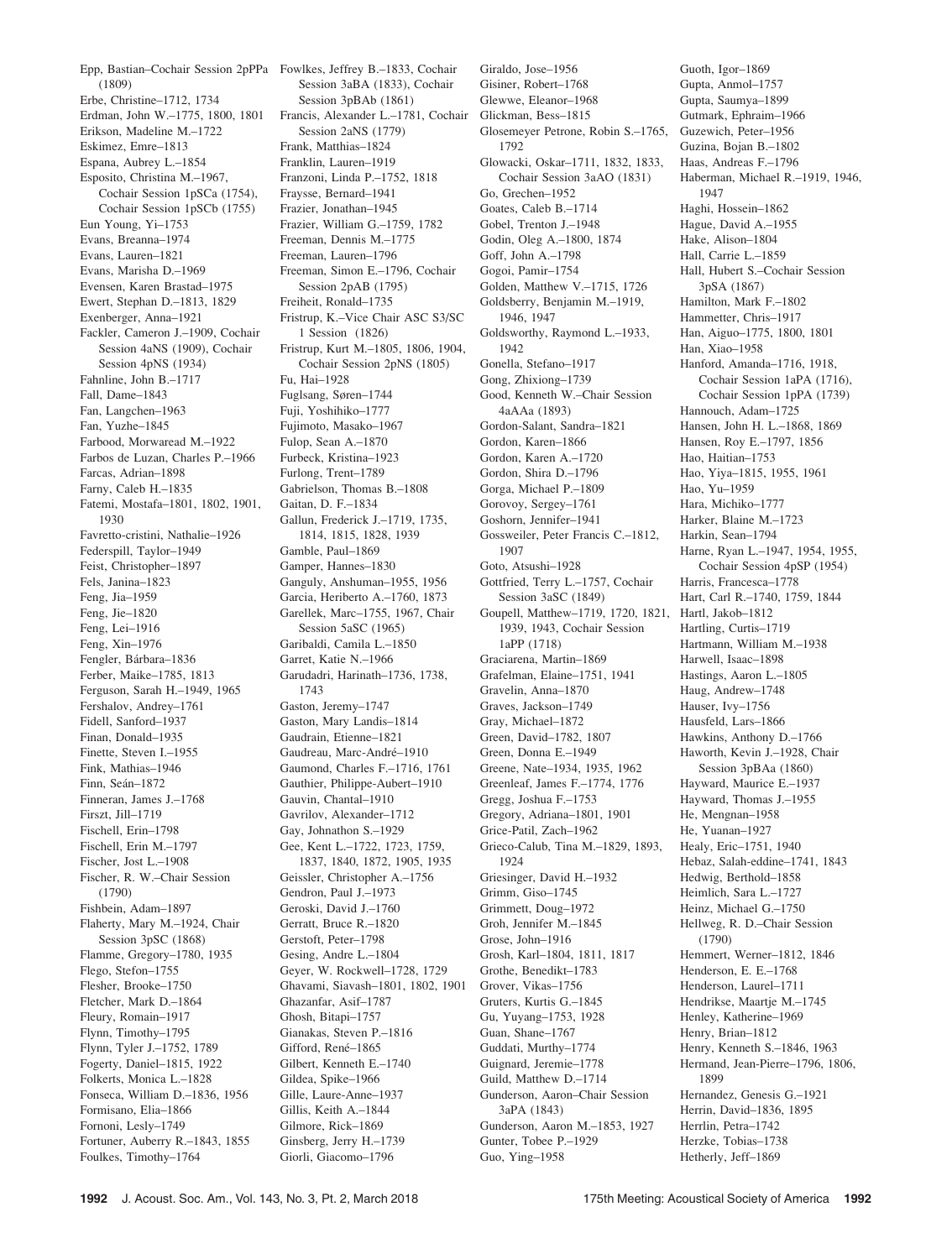Epp, Bastian–Cochair Session 2pPPa (1809)
Erbe, Christine–1712, 1734
Erdman, John W.–1775, 1800, 1801
Erikson, Madeline M.–1722
Eskimez, Emre–1813
Espana, Aubrey L.–1854
Esposito, Christina M.–1967, Cochair Session 1pSCa (1754), Cochair Session 1pSCb (1755)
Eun Young, Yi–1753
Evans, Breanna–1974
Evans, Lauren–1821
Evans, Marisha D.–1969
Evensen, Karen Brastad–1975
Ewert, Stephan D.–1813, 1829
Exenberger, Anna–1921
Fackler, Cameron J.–1909, Cochair Session 4aNS (1909), Cochair Session 4pNS (1934)
Fahnline, John B.–1717
Fall, Dame–1843
Fan, Langchen–1963
Fan, Yuzhe–1845
Farbood, Morwaread M.–1922
Farbos de Luzan, Charles P.–1966
Farcas, Adrian–1898
Farny, Caleb H.–1835
Fatemi, Mostafa–1801, 1802, 1901, 1930
Favretto-cristini, Nathalie–1926
Federspill, Taylor–1949
Feist, Christopher–1897
Fels, Janina–1823
Feng, Jia–1959
Feng, Jie–1820
Feng, Lei–1916
Feng, Xin–1976
Fengler, Bárbara–1836
Ferber, Maike–1785, 1813
Ferguson, Sarah H.–1949, 1965
Fershalov, Andrey–1761
Fidell, Sanford–1937
Finan, Donald–1935
Finette, Steven I.–1955
Fink, Mathias–1946
Finn, Seán–1872
Finneran, James J.–1768
Firszt, Jill–1719
Fischell, Erin–1798
Fischell, Erin M.–1797
Fischer, Jost L.–1908
Fischer, R. W.–Chair Session (1790)
Fishbein, Adam–1897
Flaherty, Mary M.–1924, Chair Session 3pSC (1868)
Flamme, Gregory–1780, 1935
Flego, Stefon–1755
Flesher, Brooke–1750
Fletcher, Mark D.–1864
Fleury, Romain–1917
Flynn, Timothy–1795
Flynn, Tyler J.–1752, 1789
Fogerty, Daniel–1815, 1922
Folkerts, Monica L.–1828
Fonseca, William D.–1836, 1956
Formisano, Elia–1866
Fornoni, Lesly–1749
Fortuner, Auberry R.–1843, 1855
Foulkes, Timothy–1764
Fowlkes, Jeffrey B.–1833, Cochair Session 3aBA (1833), Cochair Session 3pBAb (1861)
Francis, Alexander L.–1781, Cochair Session 2aNS (1779)
Frank, Matthias–1824
Franklin, Lauren–1919
Franzoni, Linda P.–1752, 1818
Fraysse, Bernard–1941
Frazier, Jonathan–1945
Frazier, William G.–1759, 1782
Freeman, Dennis M.–1775
Freeman, Lauren–1796
Freeman, Simon E.–1796, Cochair Session 2pAB (1795)
Freiheit, Ronald–1735
Fristrup, K.–Vice Chair ASC S3/SC 1 Session (1826)
Fristrup, Kurt M.–1805, 1806, 1904, Cochair Session 2pNS (1805)
Fu, Hai–1928
Fuglsang, Søren–1744
Fuji, Yoshihiko–1777
Fujimoto, Masako–1967
Fulop, Sean A.–1870
Furbeck, Kristina–1923
Furlong, Trent–1789
Gabrielson, Thomas B.–1808
Gaitan, D. F.–1834
Gallun, Frederick J.–1719, 1735, 1814, 1815, 1828, 1939
Gamble, Paul–1869
Gamper, Hannes–1830
Ganguly, Anshuman–1955, 1956
Garcia, Heriberto A.–1760, 1873
Garellek, Marc–1755, 1967, Chair Session 5aSC (1965)
Garibaldi, Camila L.–1850
Garret, Katie N.–1966
Garudadri, Harinath–1736, 1738, 1743
Gaston, Jeremy–1747
Gaston, Mary Landis–1814
Gaudrain, Etienne–1821
Gaudreau, Marc-André–1910
Gaumond, Charles F.–1716, 1761
Gauthier, Philippe-Aubert–1910
Gauvin, Chantal–1910
Gavrilov, Alexander–1712
Gay, Johnathon S.–1929
Gee, Kent L.–1722, 1723, 1759, 1837, 1840, 1872, 1905, 1935
Geissler, Christopher A.–1756
Gendron, Paul J.–1973
Geroski, David J.–1760
Gerratt, Bruce R.–1820
Gerstoft, Peter–1798
Gesing, Andre L.–1804
Geyer, W. Rockwell–1728, 1729
Ghavami, Siavash–1801, 1802, 1901
Ghazanfar, Asif–1787
Ghosh, Bitapi–1757
Gianakas, Steven P.–1816
Gifford, René–1865
Gilbert, Kenneth E.–1740
Gildea, Spike–1966
Gille, Laure-Anne–1937
Gillis, Keith A.–1844
Gilmore, Rick–1869
Ginsberg, Jerry H.–1739
Giorli, Giacomo–1796
Giraldo, Jose–1956
Gisiner, Robert–1768
Glewwe, Eleanor–1968
Glickman, Bess–1815
Glosemeyer Petrone, Robin S.–1765, 1792
Glowacki, Oskar–1711, 1832, 1833, Cochair Session 3aAO (1831)
Go, Grechen–1952
Goates, Caleb B.–1714
Gobel, Trenton J.–1948
Godin, Oleg A.–1800, 1874
Goff, John A.–1798
Gogoi, Pamir–1754
Golden, Matthew V.–1715, 1726
Goldsberry, Benjamin M.–1919, 1946, 1947
Goldsworthy, Raymond L.–1933, 1942
Gonella, Stefano–1917
Gong, Zhixiong–1739
Good, Kenneth W.–Chair Session 4aAAa (1893)
Gordon-Salant, Sandra–1821
Gordon, Karen–1866
Gordon, Karen A.–1720
Gordon, Shira D.–1796
Gorga, Michael P.–1809
Gorovoy, Sergey–1761
Goshorn, Jennifer–1941
Gossweiler, Peter Francis C.–1812, 1907
Goto, Atsushi–1928
Gottfried, Terry L.–1757, Cochair Session 3aSC (1849)
Goupell, Matthew–1719, 1720, 1821, 1939, 1943, Cochair Session 1aPP (1718)
Graciarena, Martin–1869
Grafelman, Elaine–1751, 1941
Gravelin, Anna–1870
Graves, Jackson–1749
Gray, Michael–1872
Green, David–1782, 1807
Green, Donna E.–1949
Greene, Nate–1934, 1935, 1962
Greenleaf, James F.–1774, 1776
Gregg, Joshua F.–1753
Gregory, Adriana–1801, 1901
Grice-Patil, Zach–1962
Grieco-Calub, Tina M.–1829, 1893, 1924
Griesinger, David H.–1932
Grimm, Giso–1745
Grimmett, Doug–1972
Groh, Jennifer M.–1845
Grose, John–1916
Grosh, Karl–1804, 1811, 1817
Grothe, Benedikt–1783
Grover, Vikas–1756
Gruters, Kurtis G.–1845
Gu, Yuyang–1753, 1928
Guan, Shane–1767
Guddati, Murthy–1774
Guignard, Jeremie–1778
Guild, Matthew D.–1714
Gunderson, Aaron–Chair Session 3aPA (1843)
Gunderson, Aaron M.–1853, 1927
Gunter, Tobee P.–1929
Guo, Ying–1958
Guoth, Igor–1869
Gupta, Anmol–1757
Gupta, Saumya–1899
Gutmark, Ephraim–1966
Guzewich, Peter–1956
Guzina, Bojan B.–1802
Haas, Andreas F.–1796
Haberman, Michael R.–1919, 1946, 1947
Haghi, Hossein–1862
Hague, David A.–1955
Hake, Alison–1804
Hall, Carrie L.–1859
Hall, Hubert S.–Cochair Session 3pSA (1867)
Hamilton, Mark F.–1802
Hammetter, Chris–1917
Han, Aiguo–1775, 1800, 1801
Han, Xiao–1958
Hanford, Amanda–1716, 1918, Cochair Session 1aPA (1716), Cochair Session 1pPA (1739)
Hannouch, Adam–1725
Hansen, John H. L.–1868, 1869
Hansen, Roy E.–1797, 1856
Hao, Haitian–1753
Hao, Yiya–1815, 1955, 1961
Hao, Yu–1959
Hara, Michiko–1777
Harker, Blaine M.–1723
Harkin, Sean–1794
Harne, Ryan L.–1947, 1954, 1955, Cochair Session 4pSP (1954)
Harris, Francesca–1778
Hart, Carl R.–1740, 1759, 1844
Hartl, Jakob–1812
Hartling, Curtis–1719
Hartmann, William M.–1938
Harwell, Isaac–1898
Hastings, Aaron L.–1805
Haug, Andrew–1748
Hauser, Ivy–1756
Hausfeld, Lars–1866
Hawkins, Anthony D.–1766
Haworth, Kevin J.–1928, Chair Session 3pBAa (1860)
Hayward, Maurice E.–1937
Hayward, Thomas J.–1955
He, Mengnan–1958
He, Yuanan–1927
Healy, Eric–1751, 1940
Hebaz, Salah-eddine–1741, 1843
Hedwig, Berthold–1858
Heimlich, Sara L.–1727
Heinz, Michael G.–1750
Hellweg, R. D.–Chair Session (1790)
Hemmert, Werner–1812, 1846
Henderson, E. E.–1768
Henderson, Laurel–1711
Hendrikse, Maartje M.–1745
Henley, Katherine–1969
Henry, Brian–1812
Henry, Kenneth S.–1846, 1963
Hermand, Jean-Pierre–1796, 1806, 1899
Hernandez, Genesis G.–1921
Herrin, David–1836, 1895
Herrlin, Petra–1742
Herzke, Tobias–1738
Hetherly, Jeff–1869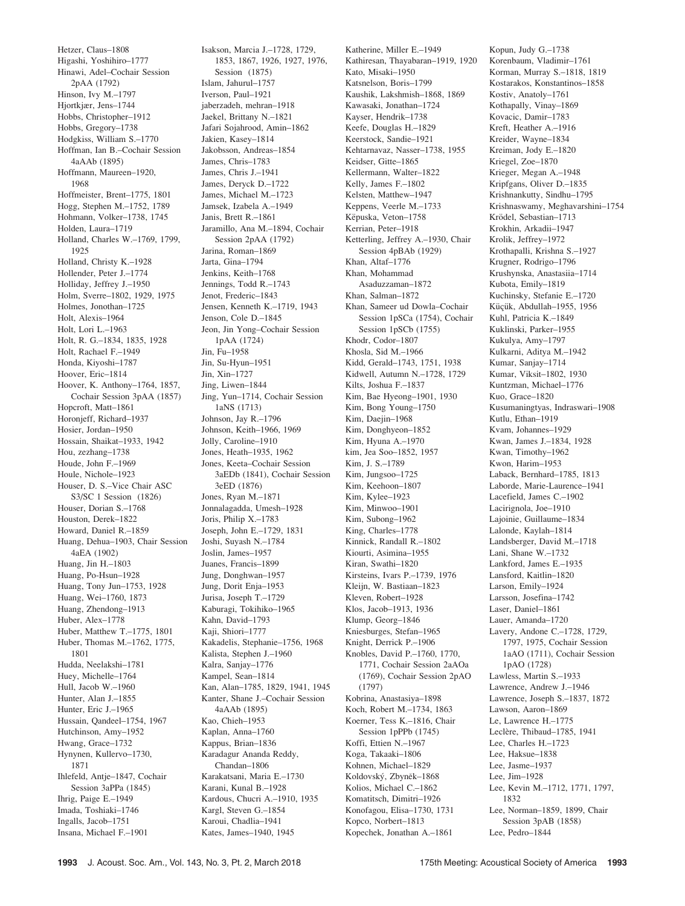Hetzer, Claus–1808
Higashi, Yoshihiro–1777
Hinawi, Adel–Cochair Session 2pAA (1792)
Hinson, Ivy M.–1797
Hjortkjær, Jens–1744
Hobbs, Christopher–1912
Hobbs, Gregory–1738
Hodgkiss, William S.–1770
Hoffman, Ian B.–Cochair Session 4aAAb (1895)
Hoffmann, Maureen–1920, 1968
Hoffmeister, Brent–1775, 1801
Hogg, Stephen M.–1752, 1789
Hohmann, Volker–1738, 1745
Holden, Laura–1719
Holland, Charles W.–1769, 1799, 1925
Holland, Christy K.–1928
Hollender, Peter J.–1774
Holliday, Jeffrey J.–1950
Holm, Sverre–1802, 1929, 1975
Holmes, Jonathan–1725
Holt, Alexis–1964
Holt, Lori L.–1963
Holt, R. G.–1834, 1835, 1928
Holt, Rachael F.–1949
Honda, Kiyoshi–1787
Hoover, Eric–1814
Hoover, K. Anthony–1764, 1857, Cochair Session 3pAA (1857)
Hopcroft, Matt–1861
Horonjeff, Richard–1937
Hosier, Jordan–1950
Hossain, Shaikat–1933, 1942
Hou, zezhang–1738
Houde, John F.–1969
Houle, Nichole–1923
Houser, D. S.–Vice Chair ASC S3/SC 1 Session (1826)
Houser, Dorian S.–1768
Houston, Derek–1822
Howard, Daniel R.–1859
Huang, Dehua–1903, Chair Session 4aEA (1902)
Huang, Jin H.–1803
Huang, Po-Hsun–1928
Huang, Tony Jun–1753, 1928
Huang, Wei–1760, 1873
Huang, Zhendong–1913
Huber, Alex–1778
Huber, Matthew T.–1775, 1801
Huber, Thomas M.–1762, 1775, 1801
Hudda, Neelakshi–1781
Huey, Michelle–1764
Hull, Jacob W.–1960
Hunter, Alan J.–1855
Hunter, Eric J.–1965
Hussain, Qandeel–1754, 1967
Hutchinson, Amy–1952
Hwang, Grace–1732
Hynynen, Kullervo–1730, 1871
Ihlefeld, Antje–1847, Cochair Session 3aPPa (1845)
Ihrig, Paige E.–1949
Imada, Toshiaki–1746
Ingalls, Jacob–1751
Insana, Michael F.–1901
Isakson, Marcia J.–1728, 1729, 1853, 1867, 1926, 1927, 1976, Session (1875)
Islam, Jahurul–1757
Iverson, Paul–1921
jaberzadeh, mehran–1918
Jaekel, Brittany N.–1821
Jafari Sojahrood, Amin–1862
Jakien, Kasey–1814
Jakobsson, Andreas–1854
James, Chris–1783
James, Chris J.–1941
James, Deryck D.–1722
James, Michael M.–1723
Jamsek, Izabela A.–1949
Janis, Brett R.–1861
Jaramillo, Ana M.–1894, Cochair Session 2pAA (1792)
Jarina, Roman–1869
Jarta, Gina–1794
Jenkins, Keith–1768
Jennings, Todd R.–1743
Jenot, Frederic–1843
Jensen, Kenneth K.–1719, 1943
Jenson, Cole D.–1845
Jeon, Jin Yong–Cochair Session 1pAA (1724)
Jin, Fu–1958
Jin, Su-Hyun–1951
Jin, Xin–1727
Jing, Liwen–1844
Jing, Yun–1714, Cochair Session 1aNS (1713)
Johnson, Jay R.–1796
Johnson, Keith–1966, 1969
Jolly, Caroline–1910
Jones, Heath–1935, 1962
Jones, Keeta–Cochair Session 3aEDb (1841), Cochair Session 3eED (1876)
Jones, Ryan M.–1871
Jonnalagadda, Umesh–1928
Joris, Philip X.–1783
Joseph, John E.–1729, 1831
Joshi, Suyash N.–1784
Joslin, James–1957
Juanes, Francis–1899
Jung, Donghwan–1957
Jung, Dorit Enja–1953
Jurisa, Joseph T.–1729
Kaburagi, Tokihiko–1965
Kahn, David–1793
Kaji, Shiori–1777
Kakadelis, Stephanie–1756, 1968
Kalista, Stephen J.–1960
Kalra, Sanjay–1776
Kampel, Sean–1814
Kan, Alan–1785, 1829, 1941, 1945
Kanter, Shane J.–Cochair Session 4aAAb (1895)
Kao, Chieh–1953
Kaplan, Anna–1760
Kappus, Brian–1836
Karadagur Ananda Reddy, Chandan–1806
Karakatsani, Maria E.–1730
Karani, Kunal B.–1928
Kardous, Chucri A.–1910, 1935
Kargl, Steven G.–1854
Karoui, Chadlia–1941
Kates, James–1940, 1945
Katherine, Miller E.–1949
Kathiresan, Thayabaran–1919, 1920
Kato, Misaki–1950
Katsnelson, Boris–1799
Kaushik, Lakshmish–1868, 1869
Kawasaki, Jonathan–1724
Kayser, Hendrik–1738
Keefe, Douglas H.–1829
Keerstock, Sandie–1921
Kehtarnavaz, Nasser–1738, 1955
Keidser, Gitte–1865
Kellermann, Walter–1822
Kelly, James F.–1802
Kelsten, Matthew–1947
Keppens, Veerle M.–1733
Këpuska, Veton–1758
Kerrian, Peter–1918
Ketterling, Jeffrey A.–1930, Chair Session 4pBAb (1929)
Khan, Altaf–1776
Khan, Mohammad Asaduzzaman–1872
Khan, Salman–1872
Khan, Sameer ud Dowla–Cochair Session 1pSCa (1754), Cochair Session 1pSCb (1755)
Khodr, Codor–1807
Khosla, Sid M.–1966
Kidd, Gerald–1743, 1751, 1938
Kidwell, Autumn N.–1728, 1729
Kilts, Joshua F.–1837
Kim, Bae Hyeong–1901, 1930
Kim, Bong Young–1750
Kim, Daejin–1968
Kim, Donghyeon–1852
Kim, Hyuna A.–1970
kim, Jea Soo–1852, 1957
Kim, J. S.–1789
Kim, Jungsoo–1725
Kim, Keehoon–1807
Kim, Kylee–1923
Kim, Minwoo–1901
Kim, Subong–1962
King, Charles–1778
Kinnick, Randall R.–1802
Kiourti, Asimina–1955
Kiran, Swathi–1820
Kirsteins, Ivars P.–1739, 1976
Kleijn, W. Bastiaan–1823
Kleven, Robert–1928
Klos, Jacob–1913, 1936
Klump, Georg–1846
Kniesburges, Stefan–1965
Knight, Derrick P.–1906
Knobles, David P.–1760, 1770, 1771, Cochair Session 2aAOa (1769), Cochair Session 2pAO (1797)
Kobrina, Anastasiya–1898
Koch, Robert M.–1734, 1863
Koerner, Tess K.–1816, Chair Session 1pPPb (1745)
Koffi, Ettien N.–1967
Koga, Takaaki–1806
Kohnen, Michael–1829
Koldovský, Zbyněk–1868
Kolios, Michael C.–1862
Komatitsch, Dimitri–1926
Konofagou, Elisa–1730, 1731
Kopco, Norbert–1813
Kopechek, Jonathan A.–1861
Kopun, Judy G.–1738
Korenbaum, Vladimir–1761
Korman, Murray S.–1818, 1819
Kostarakos, Konstantinos–1858
Kostiv, Anatoly–1761
Kothapally, Vinay–1869
Kovacic, Damir–1783
Kreft, Heather A.–1916
Kreider, Wayne–1834
Kreiman, Jody E.–1820
Kriegel, Zoe–1870
Krieger, Megan A.–1948
Kripfgans, Oliver D.–1835
Krishnankutty, Sindhu–1795
Krishnaswamy, Meghavarshini–1754
Krödel, Sebastian–1713
Krokhin, Arkadii–1947
Krolik, Jeffrey–1972
Krothapalli, Krishna S.–1927
Krugner, Rodrigo–1796
Krushynska, Anastasiia–1714
Kubota, Emily–1819
Kuchinsky, Stefanie E.–1720
Küçük, Abdullah–1955, 1956
Kuhl, Patricia K.–1849
Kuklinski, Parker–1955
Kukulya, Amy–1797
Kulkarni, Aditya M.–1942
Kumar, Sanjay–1714
Kumar, Viksit–1802, 1930
Kuntzman, Michael–1776
Kuo, Grace–1820
Kusumaningtyas, Indraswari–1908
Kutlu, Ethan–1919
Kvam, Johannes–1929
Kwan, James J.–1834, 1928
Kwan, Timothy–1962
Kwon, Harim–1953
Laback, Bernhard–1785, 1813
Laborde, Marie-Laurence–1941
Lacefield, James C.–1902
Lacirignola, Joe–1910
Lajoinie, Guillaume–1834
Lalonde, Kaylah–1814
Landsberger, David M.–1718
Lani, Shane W.–1732
Lankford, James E.–1935
Lansford, Kaitlin–1820
Larson, Emily–1924
Larsson, Josefina–1742
Laser, Daniel–1861
Lauer, Amanda–1720
Lavery, Andone C.–1728, 1729, 1797, 1975, Cochair Session 1aAO (1711), Cochair Session 1pAO (1728)
Lawless, Martin S.–1933
Lawrence, Andrew J.–1946
Lawrence, Joseph S.–1837, 1872
Lawson, Aaron–1869
Le, Lawrence H.–1775
Leclère, Thibaud–1785, 1941
Lee, Charles H.–1723
Lee, Haksue–1838
Lee, Jasme–1937
Lee, Jim–1928
Lee, Kevin M.–1712, 1771, 1797, 1832
Lee, Norman–1859, 1899, Chair Session 3pAB (1858)
Lee, Pedro–1844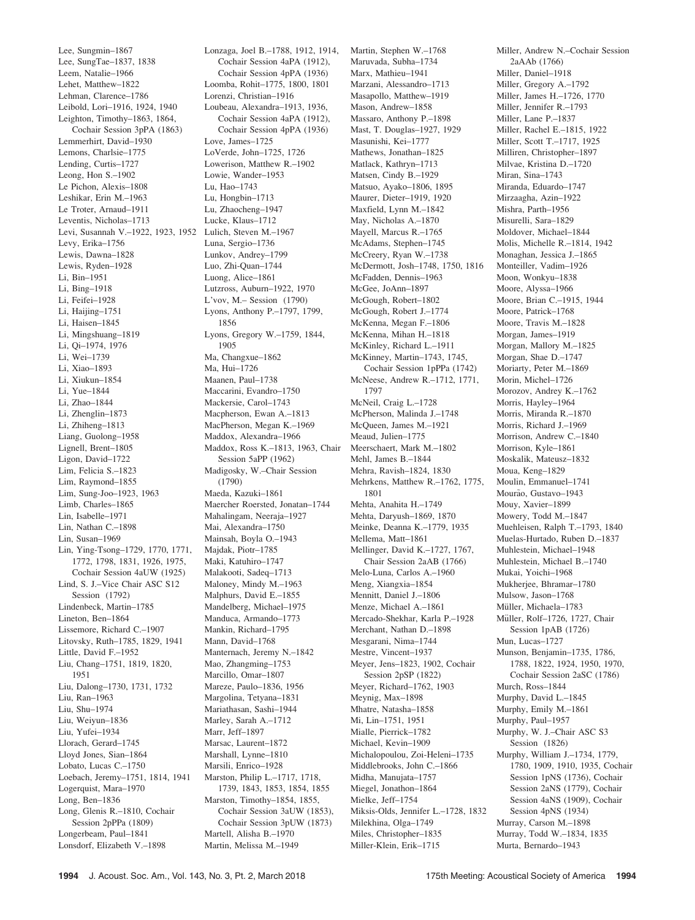Lee, Sungmin–1867
Lee, SungTae–1837, 1838
Leem, Natalie–1966
Lehet, Matthew–1822
Lehman, Clarence–1786
Leibold, Lori–1916, 1924, 1940
Leighton, Timothy–1863, 1864, Cochair Session 3pPA (1863)
Lemmerhirt, David–1930
Lemons, Charlsie–1775
Lending, Curtis–1727
Leong, Hon S.–1902
Le Pichon, Alexis–1808
Leshikar, Erin M.–1963
Le Troter, Arnaud–1911
Leventis, Nicholas–1713
Levi, Susannah V.–1922, 1923, 1952
Levy, Erika–1756
Lewis, Dawna–1828
Lewis, Ryden–1928
Li, Bin–1951
Li, Bing–1918
Li, Feifei–1928
Li, Haijing–1751
Li, Haisen–1845
Li, Mingshuang–1819
Li, Qi–1974, 1976
Li, Wei–1739
Li, Xiao–1893
Li, Xiukun–1854
Li, Yue–1844
Li, Zhao–1844
Li, Zhenglin–1873
Li, Zhiheng–1813
Liang, Guolong–1958
Lignell, Brent–1805
Ligon, David–1722
Lim, Felicia S.–1823
Lim, Raymond–1855
Lim, Sung-Joo–1923, 1963
Limb, Charles–1865
Lin, Isabelle–1971
Lin, Nathan C.–1898
Lin, Susan–1969
Lin, Ying-Tsong–1729, 1770, 1771, 1772, 1798, 1831, 1926, 1975, Cochair Session 4aUW (1925)
Lind, S. J.–Vice Chair ASC S12 Session (1792)
Lindenbeck, Martin–1785
Lineton, Ben–1864
Lissemore, Richard C.–1907
Litovsky, Ruth–1785, 1829, 1941
Little, David F.–1952
Liu, Chang–1751, 1819, 1820, 1951
Liu, Dalong–1730, 1731, 1732
Liu, Ran–1963
Liu, Shu–1974
Liu, Weiyun–1836
Liu, Yufei–1934
Llorach, Gerard–1745
Lloyd Jones, Sian–1864
Lobato, Lucas C.–1750
Loebach, Jeremy–1751, 1814, 1941
Logerquist, Mara–1970
Long, Ben–1836
Long, Glenis R.–1810, Cochair Session 2pPPa (1809)
Longerbeam, Paul–1841
Lonsdorf, Elizabeth V.–1898
Lonzaga, Joel B.–1788, 1912, 1914, Cochair Session 4aPA (1912), Cochair Session 4pPA (1936)
Loomba, Rohit–1775, 1800, 1801
Lorenzi, Christian–1916
Loubeau, Alexandra–1913, 1936, Cochair Session 4aPA (1912), Cochair Session 4pPA (1936)
Love, James–1725
LoVerde, John–1725, 1726
Lowerison, Matthew R.–1902
Lowie, Wander–1953
Lu, Hao–1743
Lu, Hongbin–1713
Lu, Zhaocheng–1947
Lucke, Klaus–1712
Lulich, Steven M.–1967
Luna, Sergio–1736
Lunkov, Andrey–1799
Luo, Zhi-Quan–1744
Luong, Alice–1861
Lutzross, Auburn–1922, 1970
L'vov, M.– Session (1790)
Lyons, Anthony P.–1797, 1799, 1856
Lyons, Gregory W.–1759, 1844, 1905
Ma, Changxue–1862
Ma, Hui–1726
Maanen, Paul–1738
Maccarini, Evandro–1750
Mackersie, Carol–1743
Macpherson, Ewan A.–1813
MacPherson, Megan K.–1969
Maddox, Alexandra–1966
Maddox, Ross K.–1813, 1963, Chair Session 5aPP (1962)
Madigosky, W.–Chair Session (1790)
Maeda, Kazuki–1861
Maercher Roersted, Jonatan–1744
Mahalingam, Neeraja–1927
Mai, Alexandra–1750
Mainsah, Boyla O.–1943
Majdak, Piotr–1785
Maki, Katuhiro–1747
Malakooti, Sadeq–1713
Maloney, Mindy M.–1963
Malphurs, David E.–1855
Mandelberg, Michael–1975
Manduca, Armando–1773
Mankin, Richard–1795
Mann, David–1768
Manternach, Jeremy N.–1842
Mao, Zhangming–1753
Marcillo, Omar–1807
Mareze, Paulo–1836, 1956
Margolina, Tetyana–1831
Mariathasan, Sashi–1944
Marley, Sarah A.–1712
Marr, Jeff–1897
Marsac, Laurent–1872
Marshall, Lynne–1810
Marsili, Enrico–1928
Marston, Philip L.–1717, 1718, 1739, 1843, 1853, 1854, 1855
Marston, Timothy–1854, 1855, Cochair Session 3aUW (1853), Cochair Session 3pUW (1873)
Martell, Alisha B.–1970
Martin, Melissa M.–1949
Martin, Stephen W.–1768
Maruvada, Subha–1734
Marx, Mathieu–1941
Marzani, Alessandro–1713
Masapollo, Matthew–1919
Mason, Andrew–1858
Massaro, Anthony P.–1898
Mast, T. Douglas–1927, 1929
Masunishi, Kei–1777
Mathews, Jonathan–1825
Matlack, Kathryn–1713
Matsen, Cindy B.–1929
Matsuo, Ayako–1806, 1895
Maurer, Dieter–1919, 1920
Maxfield, Lynn M.–1842
May, Nicholas A.–1870
Mayell, Marcus R.–1765
McAdams, Stephen–1745
McCreery, Ryan W.–1738
McDermott, Josh–1748, 1750, 1816
McFadden, Dennis–1963
McGee, JoAnn–1897
McGough, Robert–1802
McGough, Robert J.–1774
McKenna, Megan F.–1806
McKenna, Mihan H.–1818
McKinley, Richard L.–1911
McKinney, Martin–1743, 1745, Cochair Session 1pPPa (1742)
McNeese, Andrew R.–1712, 1771, 1797
McNeil, Craig L.–1728
McPherson, Malinda J.–1748
McQueen, James M.–1921
Meaud, Julien–1775
Meerschaert, Mark M.–1802
Mehl, James B.–1844
Mehra, Ravish–1824, 1830
Mehrkens, Matthew R.–1762, 1775, 1801
Mehta, Anahita H.–1749
Mehta, Daryush–1869, 1870
Meinke, Deanna K.–1779, 1935
Mellema, Matt–1861
Mellinger, David K.–1727, 1767, Chair Session 2aAB (1766)
Melo-Luna, Carlos A.–1960
Meng, Xiangxia–1854
Mennitt, Daniel J.–1806
Menze, Michael A.–1861
Mercado-Shekhar, Karla P.–1928
Merchant, Nathan D.–1898
Mesgarani, Nima–1744
Mestre, Vincent–1937
Meyer, Jens–1823, 1902, Cochair Session 2pSP (1822)
Meyer, Richard–1762, 1903
Meynig, Max–1898
Mhatre, Natasha–1858
Mi, Lin–1751, 1951
Mialle, Pierrick–1782
Michael, Kevin–1909
Michalopoulou, Zoi-Heleni–1735
Middlebrooks, John C.–1866
Midha, Manujata–1757
Miegel, Jonathon–1864
Mielke, Jeff–1754
Miksis-Olds, Jennifer L.–1728, 1832
Milekhina, Olga–1749
Miles, Christopher–1835
Miller-Klein, Erik–1715
Miller, Andrew N.–Cochair Session 2aAAb (1766)
Miller, Daniel–1918
Miller, Gregory A.–1792
Miller, James H.–1726, 1770
Miller, Jennifer R.–1793
Miller, Lane P.–1837
Miller, Rachel E.–1815, 1922
Miller, Scott T.–1717, 1925
Milliren, Christopher–1897
Milvae, Kristina D.–1720
Miran, Sina–1743
Miranda, Eduardo–1747
Mirzaagha, Azin–1922
Mishra, Parth–1956
Misurelli, Sara–1829
Moldover, Michael–1844
Molis, Michelle R.–1814, 1942
Monaghan, Jessica J.–1865
Monteiller, Vadim–1926
Moon, Wonkyu–1838
Moore, Alyssa–1966
Moore, Brian C.–1915, 1944
Moore, Patrick–1768
Moore, Travis M.–1828
Morgan, James–1919
Morgan, Mallory M.–1825
Morgan, Shae D.–1747
Moriarty, Peter M.–1869
Morin, Michel–1726
Morozov, Andrey K.–1762
Morris, Hayley–1964
Morris, Miranda R.–1870
Morris, Richard J.–1969
Morrison, Andrew C.–1840
Morrison, Kyle–1861
Moskalik, Mateusz–1832
Moua, Keng–1829
Moulin, Emmanuel–1741
Mourão, Gustavo–1943
Mouy, Xavier–1899
Mowery, Todd M.–1847
Muehleisen, Ralph T.–1793, 1840
Muelas-Hurtado, Ruben D.–1837
Muhlestein, Michael–1948
Muhlestein, Michael B.–1740
Mukai, Yoichi–1968
Mukherjee, Bhramar–1780
Mulsow, Jason–1768
Müller, Michaela–1783
Müller, Rolf–1726, 1727, Chair Session 1pAB (1726)
Mun, Lucas–1727
Munson, Benjamin–1735, 1786, 1788, 1822, 1924, 1950, 1970, Cochair Session 2aSC (1786)
Murch, Ross–1844
Murphy, David L.–1845
Murphy, Emily M.–1861
Murphy, Paul–1957
Murphy, W. J.–Chair ASC S3 Session (1826)
Murphy, William J.–1734, 1779, 1780, 1909, 1910, 1935, Cochair Session 1pNS (1736), Cochair Session 2aNS (1779), Cochair Session 4aNS (1909), Cochair Session 4pNS (1934)
Murray, Carson M.–1898
Murray, Todd W.–1834, 1835
Murta, Bernardo–1943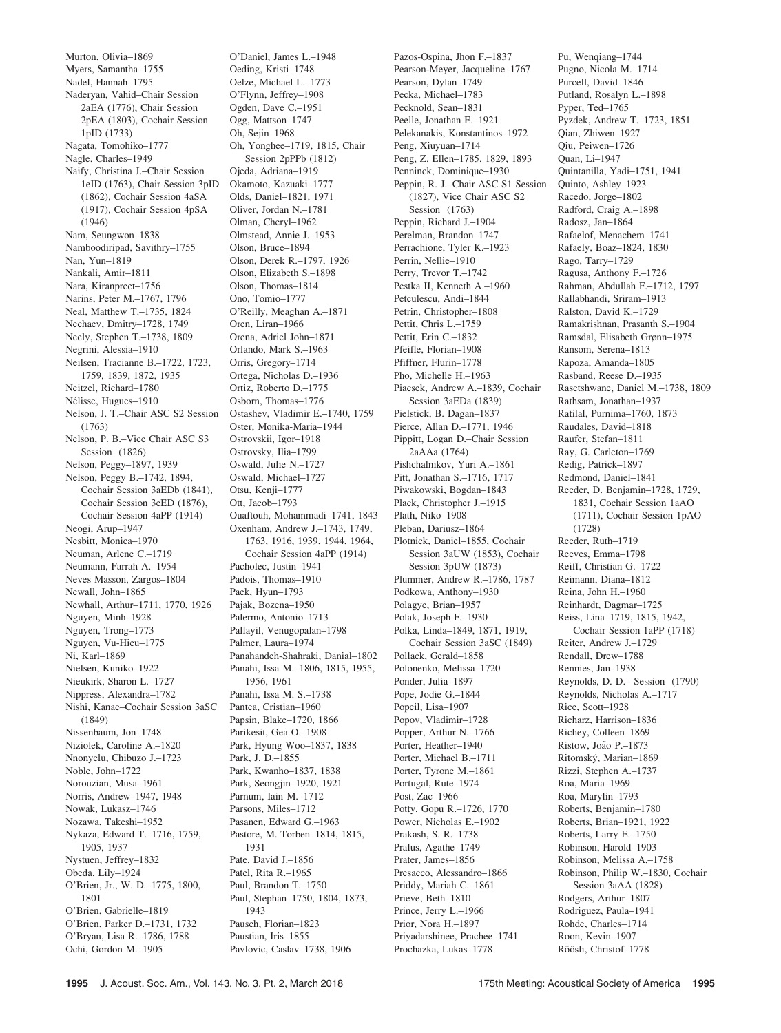Murton, Olivia–1869
Myers, Samantha–1755
Nadel, Hannah–1795
Naderyan, Vahid–Chair Session 2aEA (1776), Chair Session 2pEA (1803), Cochair Session 1pID (1733)
Nagata, Tomohiko–1777
Nagle, Charles–1949
Naify, Christina J.–Chair Session 1eID (1763), Chair Session 3pID (1862), Cochair Session 4aSA (1917), Cochair Session 4pSA (1946)
Nam, Seungwon–1838
Namboodiripad, Savithry–1755
Nan, Yun–1819
Nankali, Amir–1811
Nara, Kiranpreet–1756
Narins, Peter M.–1767, 1796
Neal, Matthew T.–1735, 1824
Nechaev, Dmitry–1728, 1749
Neely, Stephen T.–1738, 1809
Negrini, Alessia–1910
Neilsen, Tracianne B.–1722, 1723, 1759, 1839, 1872, 1935
Neitzel, Richard–1780
Nélisse, Hugues–1910
Nelson, J. T.–Chair ASC S2 Session (1763)
Nelson, P. B.–Vice Chair ASC S3 Session (1826)
Nelson, Peggy–1897, 1939
Nelson, Peggy B.–1742, 1894, Cochair Session 3aEDb (1841), Cochair Session 3eED (1876), Cochair Session 4aPP (1914)
Neogi, Arup–1947
Nesbitt, Monica–1970
Neuman, Arlene C.–1719
Neumann, Farrah A.–1954
Neves Masson, Zargos–1804
Newall, John–1865
Newhall, Arthur–1711, 1770, 1926
Nguyen, Minh–1928
Nguyen, Trong–1773
Nguyen, Vu-Hieu–1775
Ni, Karl–1869
Nielsen, Kuniko–1922
Nieukirk, Sharon L.–1727
Nippress, Alexandra–1782
Nishi, Kanae–Cochair Session 3aSC (1849)
Nissenbaum, Jon–1748
Niziolek, Caroline A.–1820
Nnonyelu, Chibuzo J.–1723
Noble, John–1722
Norouzian, Musa–1961
Norris, Andrew–1947, 1948
Nowak, Lukasz–1746
Nozawa, Takeshi–1952
Nykaza, Edward T.–1716, 1759, 1905, 1937
Nystuen, Jeffrey–1832
Obeda, Lily–1924
O'Brien, Jr., W. D.–1775, 1800, 1801
O'Brien, Gabrielle–1819
O'Brien, Parker D.–1731, 1732
O'Bryan, Lisa R.–1786, 1788
Ochi, Gordon M.–1905
O'Daniel, James L.–1948
Oeding, Kristi–1748
Oelze, Michael L.–1773
O'Flynn, Jeffrey–1908
Ogden, Dave C.–1951
Ogg, Mattson–1747
Oh, Sejin–1968
Oh, Yonghee–1719, 1815, Chair Session 2pPPb (1812)
Ojeda, Adriana–1919
Okamoto, Kazuaki–1777
Olds, Daniel–1821, 1971
Oliver, Jordan N.–1781
Olman, Cheryl–1962
Olmstead, Annie J.–1953
Olson, Bruce–1894
Olson, Derek R.–1797, 1926
Olson, Elizabeth S.–1898
Olson, Thomas–1814
Ono, Tomio–1777
O'Reilly, Meaghan A.–1871
Oren, Liran–1966
Orena, Adriel John–1871
Orlando, Mark S.–1963
Orris, Gregory–1714
Ortega, Nicholas D.–1936
Ortiz, Roberto D.–1775
Osborn, Thomas–1776
Ostashev, Vladimir E.–1740, 1759
Oster, Monika-Maria–1944
Ostrovskii, Igor–1918
Ostrovsky, Ilia–1799
Oswald, Julie N.–1727
Oswald, Michael–1727
Otsu, Kenji–1777
Ott, Jacob–1793
Ouaftouh, Mohammadi–1741, 1843
Oxenham, Andrew J.–1743, 1749, 1763, 1916, 1939, 1944, 1964, Cochair Session 4aPP (1914)
Pacholec, Justin–1941
Padois, Thomas–1910
Paek, Hyun–1793
Pajak, Bozena–1950
Palermo, Antonio–1713
Pallayil, Venugopalan–1798
Palmer, Laura–1974
Panahandeh-Shahraki, Danial–1802
Panahi, Issa M.–1806, 1815, 1955, 1956, 1961
Panahi, Issa M. S.–1738
Pantea, Cristian–1960
Papsin, Blake–1720, 1866
Parikesit, Gea O.–1908
Park, Hyung Woo–1837, 1838
Park, J. D.–1855
Park, Kwanho–1837, 1838
Park, Seongjin–1920, 1921
Parnum, Iain M.–1712
Parsons, Miles–1712
Pasanen, Edward G.–1963
Pastore, M. Torben–1814, 1815, 1931
Pate, David J.–1856
Patel, Rita R.–1965
Paul, Brandon T.–1750
Paul, Stephan–1750, 1804, 1873, 1943
Pausch, Florian–1823
Paustian, Iris–1855
Pavlovic, Caslav–1738, 1906
Pazos-Ospina, Jhon F.–1837
Pearson-Meyer, Jacqueline–1767
Pearson, Dylan–1749
Pecka, Michael–1783
Pecknold, Sean–1831
Peelle, Jonathan E.–1921
Pelekanakis, Konstantinos–1972
Peng, Xiuyuan–1714
Peng, Z. Ellen–1785, 1829, 1893
Penninck, Dominique–1930
Peppin, R. J.–Chair ASC S1 Session (1827), Vice Chair ASC S2 Session (1763)
Peppin, Richard J.–1904
Perelman, Brandon–1747
Perrachione, Tyler K.–1923
Perrin, Nellie–1910
Perry, Trevor T.–1742
Pestka II, Kenneth A.–1960
Petculescu, Andi–1844
Petrin, Christopher–1808
Pettit, Chris L.–1759
Pettit, Erin C.–1832
Pfeifle, Florian–1908
Pfiffner, Flurin–1778
Pho, Michelle H.–1963
Piacsek, Andrew A.–1839, Cochair Session 3aEDa (1839)
Pielstick, B. Dagan–1837
Pierce, Allan D.–1771, 1946
Pippitt, Logan D.–Chair Session 2aAAa (1764)
Pishchalnikov, Yuri A.–1861
Pitt, Jonathan S.–1716, 1717
Piwakowski, Bogdan–1843
Plack, Christopher J.–1915
Plath, Niko–1908
Pleban, Dariusz–1864
Plotnick, Daniel–1855, Cochair Session 3aUW (1853), Cochair Session 3pUW (1873)
Plummer, Andrew R.–1786, 1787
Podkowa, Anthony–1930
Polagye, Brian–1957
Polak, Joseph F.–1930
Polka, Linda–1849, 1871, 1919, Cochair Session 3aSC (1849)
Pollack, Gerald–1858
Polonenko, Melissa–1720
Ponder, Julia–1897
Pope, Jodie G.–1844
Popeil, Lisa–1907
Popov, Vladimir–1728
Popper, Arthur N.–1766
Porter, Heather–1940
Porter, Michael B.–1711
Porter, Tyrone M.–1861
Portugal, Rute–1974
Post, Zac–1966
Potty, Gopu R.–1726, 1770
Power, Nicholas E.–1902
Prakash, S. R.–1738
Pralus, Agathe–1749
Prater, James–1856
Presacco, Alessandro–1866
Priddy, Mariah C.–1861
Prieve, Beth–1810
Prince, Jerry L.–1966
Prior, Nora H.–1897
Priyadarshinee, Prachee–1741
Prochazka, Lukas–1778
Pu, Wenqiang–1744
Pugno, Nicola M.–1714
Purcell, David–1846
Putland, Rosalyn L.–1898
Pyper, Ted–1765
Pyzdek, Andrew T.–1723, 1851
Qian, Zhiwen–1927
Qiu, Peiwen–1726
Quan, Li–1947
Quintanilla, Yadi–1751, 1941
Quinto, Ashley–1923
Racedo, Jorge–1802
Radford, Craig A.–1898
Radosz, Jan–1864
Rafaelof, Menachem–1741
Rafaely, Boaz–1824, 1830
Rago, Tarry–1729
Ragusa, Anthony F.–1726
Rahman, Abdullah F.–1712, 1797
Rallabhandi, Sriram–1913
Ralston, David K.–1729
Ramakrishnan, Prasanth S.–1904
Ramsdal, Elisabeth Grønn–1975
Ransom, Serena–1813
Rapoza, Amanda–1805
Rasband, Reese D.–1935
Rasetshwane, Daniel M.–1738, 1809
Rathsam, Jonathan–1937
Ratilal, Purnima–1760, 1873
Raudales, David–1818
Raufer, Stefan–1811
Ray, G. Carleton–1769
Redig, Patrick–1897
Redmond, Daniel–1841
Reeder, D. Benjamin–1728, 1729, 1831, Cochair Session 1aAO (1711), Cochair Session 1pAO (1728)
Reeder, Ruth–1719
Reeves, Emma–1798
Reiff, Christian G.–1722
Reimann, Diana–1812
Reina, John H.–1960
Reinhardt, Dagmar–1725
Reiss, Lina–1719, 1815, 1942, Cochair Session 1aPP (1718)
Reiter, Andrew J.–1729
Rendall, Drew–1788
Rennies, Jan–1938
Reynolds, D. D.– Session (1790)
Reynolds, Nicholas A.–1717
Rice, Scott–1928
Richarz, Harrison–1836
Richey, Colleen–1869
Ristow, João P.–1873
Ritomský, Marian–1869
Rizzi, Stephen A.–1737
Roa, Maria–1969
Roa, Marylin–1793
Roberts, Benjamin–1780
Roberts, Brian–1921, 1922
Roberts, Larry E.–1750
Robinson, Harold–1903
Robinson, Melissa A.–1758
Robinson, Philip W.–1830, Cochair Session 3aAA (1828)
Rodgers, Arthur–1807
Rodriguez, Paula–1941
Rohde, Charles–1714
Roon, Kevin–1907
Röösli, Christof–1778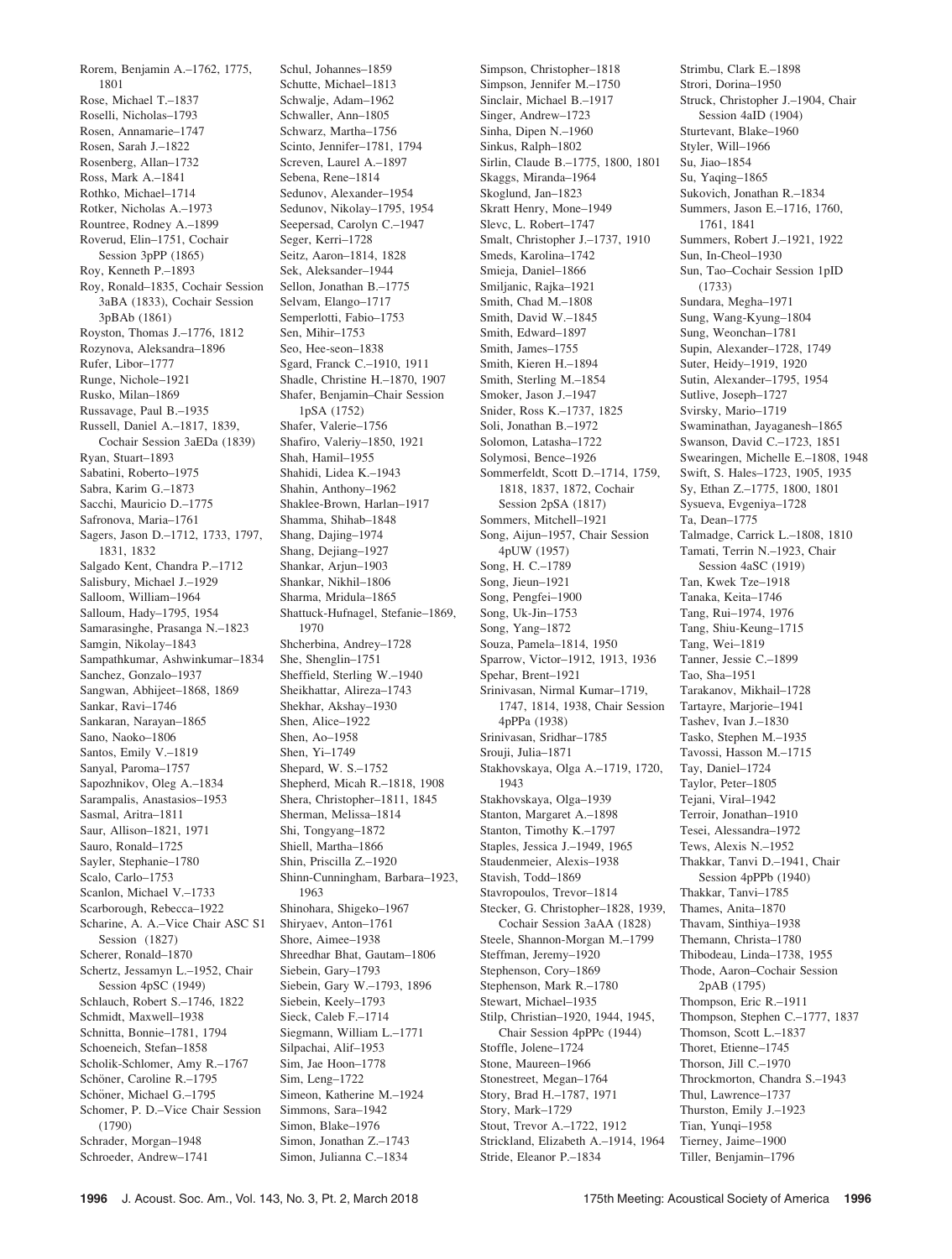Rorem, Benjamin A.–1762, 1775, 1801
Rose, Michael T.–1837
Roselli, Nicholas–1793
Rosen, Annamarie–1747
Rosen, Sarah J.–1822
Rosenberg, Allan–1732
Ross, Mark A.–1841
Rothko, Michael–1714
Rotker, Nicholas A.–1973
Rountree, Rodney A.–1899
Roverud, Elin–1751, Cochair Session 3pPP (1865)
Roy, Kenneth P.–1893
Roy, Ronald–1835, Cochair Session 3aBA (1833), Cochair Session 3pBAb (1861)
Royston, Thomas J.–1776, 1812
Rozynova, Aleksandra–1896
Rufer, Libor–1777
Runge, Nichole–1921
Rusko, Milan–1869
Russavage, Paul B.–1935
Russell, Daniel A.–1817, 1839, Cochair Session 3aEDa (1839)
Ryan, Stuart–1893
Sabatini, Roberto–1975
Sabra, Karim G.–1873
Sacchi, Mauricio D.–1775
Safronova, Maria–1761
Sagers, Jason D.–1712, 1733, 1797, 1831, 1832
Salgado Kent, Chandra P.–1712
Salisbury, Michael J.–1929
Salloom, William–1964
Salloum, Hady–1795, 1954
Samarasinghe, Prasanga N.–1823
Samgin, Nikolay–1843
Sampathkumar, Ashwinkumar–1834
Sanchez, Gonzalo–1937
Sangwan, Abhijeet–1868, 1869
Sankar, Ravi–1746
Sankaran, Narayan–1865
Sano, Naoko–1806
Santos, Emily V.–1819
Sanyal, Paroma–1757
Sapozhnikov, Oleg A.–1834
Sarampalis, Anastasios–1953
Sasmal, Aritra–1811
Saur, Allison–1821, 1971
Sauro, Ronald–1725
Sayler, Stephanie–1780
Scalo, Carlo–1753
Scanlon, Michael V.–1733
Scarborough, Rebecca–1922
Scharine, A. A.–Vice Chair ASC S1 Session (1827)
Scherer, Ronald–1870
Schertz, Jessamyn L.–1952, Chair Session 4pSC (1949)
Schlauch, Robert S.–1746, 1822
Schmidt, Maxwell–1938
Schnitta, Bonnie–1781, 1794
Schoeneich, Stefan–1858
Scholik-Schlomer, Amy R.–1767
Schöner, Caroline R.–1795
Schöner, Michael G.–1795
Schomer, P. D.–Vice Chair Session (1790)
Schrader, Morgan–1948
Schroeder, Andrew–1741
Schul, Johannes–1859
Schutte, Michael–1813
Schwalje, Adam–1962
Schwaller, Ann–1805
Schwarz, Martha–1756
Scinto, Jennifer–1781, 1794
Screven, Laurel A.–1897
Sebena, Rene–1814
Sedunov, Alexander–1954
Sedunov, Nikolay–1795, 1954
Seepersad, Carolyn C.–1947
Seger, Kerri–1728
Seitz, Aaron–1814, 1828
Sek, Aleksander–1944
Sellon, Jonathan B.–1775
Selvam, Elango–1717
Semperlotti, Fabio–1753
Sen, Mihir–1753
Seo, Hee-seon–1838
Sgard, Franck C.–1910, 1911
Shadle, Christine H.–1870, 1907
Shafer, Benjamin–Chair Session 1pSA (1752)
Shafer, Valerie–1756
Shafiro, Valeriy–1850, 1921
Shah, Hamil–1955
Shahidi, Lidea K.–1943
Shahin, Anthony–1962
Shaklee-Brown, Harlan–1917
Shamma, Shihab–1848
Shang, Dajing–1974
Shang, Dejiang–1927
Shankar, Arjun–1903
Shankar, Nikhil–1806
Sharma, Mridula–1865
Shattuck-Hufnagel, Stefanie–1869, 1970
Shcherbina, Andrey–1728
She, Shenglin–1751
Sheffield, Sterling W.–1940
Sheikhattar, Alireza–1743
Shekhar, Akshay–1930
Shen, Alice–1922
Shen, Ao–1958
Shen, Yi–1749
Shepard, W. S.–1752
Shepherd, Micah R.–1818, 1908
Shera, Christopher–1811, 1845
Sherman, Melissa–1814
Shi, Tongyang–1872
Shiell, Martha–1866
Shin, Priscilla Z.–1920
Shinn-Cunningham, Barbara–1923, 1963
Shinohara, Shigeko–1967
Shiryaev, Anton–1761
Shore, Aimee–1938
Shreedhar Bhat, Gautam–1806
Siebein, Gary–1793
Siebein, Gary W.–1793, 1896
Siebein, Keely–1793
Sieck, Caleb F.–1714
Siegmann, William L.–1771
Silpachai, Alif–1953
Sim, Jae Hoon–1778
Sim, Leng–1722
Simeon, Katherine M.–1924
Simmons, Sara–1942
Simon, Blake–1976
Simon, Jonathan Z.–1743
Simon, Julianna C.–1834
Simpson, Christopher–1818
Simpson, Jennifer M.–1750
Sinclair, Michael B.–1917
Singer, Andrew–1723
Sinha, Dipen N.–1960
Sinkus, Ralph–1802
Sirlin, Claude B.–1775, 1800, 1801
Skaggs, Miranda–1964
Skoglund, Jan–1823
Skratt Henry, Mone–1949
Slevc, L. Robert–1747
Smalt, Christopher J.–1737, 1910
Smeds, Karolina–1742
Smieja, Daniel–1866
Smiljanic, Rajka–1921
Smith, Chad M.–1808
Smith, David W.–1845
Smith, Edward–1897
Smith, James–1755
Smith, Kieren H.–1894
Smith, Sterling M.–1854
Smoker, Jason J.–1947
Snider, Ross K.–1737, 1825
Soli, Jonathan B.–1972
Solomon, Latasha–1722
Solymosi, Bence–1926
Sommerfeldt, Scott D.–1714, 1759, 1818, 1837, 1872, Cochair Session 2pSA (1817)
Sommers, Mitchell–1921
Song, Aijun–1957, Chair Session 4pUW (1957)
Song, H. C.–1789
Song, Jieun–1921
Song, Pengfei–1900
Song, Uk-Jin–1753
Song, Yang–1872
Souza, Pamela–1814, 1950
Sparrow, Victor–1912, 1913, 1936
Spehar, Brent–1921
Srinivasan, Nirmal Kumar–1719, 1747, 1814, 1938, Chair Session 4pPPa (1938)
Srinivasan, Sridhar–1785
Srouji, Julia–1871
Stakhovskaya, Olga A.–1719, 1720, 1943
Stakhovskaya, Olga–1939
Stanton, Margaret A.–1898
Stanton, Timothy K.–1797
Staples, Jessica J.–1949, 1965
Staudenmeier, Alexis–1938
Stavish, Todd–1869
Stavropoulos, Trevor–1814
Stecker, G. Christopher–1828, 1939, Cochair Session 3aAA (1828)
Steele, Shannon-Morgan M.–1799
Steffman, Jeremy–1920
Stephenson, Cory–1869
Stephenson, Mark R.–1780
Stewart, Michael–1935
Stilp, Christian–1920, 1944, 1945, Chair Session 4pPPc (1944)
Stoffle, Jolene–1724
Stone, Maureen–1966
Stonestreet, Megan–1764
Story, Brad H.–1787, 1971
Story, Mark–1729
Stout, Trevor A.–1722, 1912
Strickland, Elizabeth A.–1914, 1964
Stride, Eleanor P.–1834
Strimbu, Clark E.–1898
Strori, Dorina–1950
Struck, Christopher J.–1904, Chair Session 4aID (1904)
Sturtevant, Blake–1960
Styler, Will–1966
Su, Jiao–1854
Su, Yaqing–1865
Sukovich, Jonathan R.–1834
Summers, Jason E.–1716, 1760, 1761, 1841
Summers, Robert J.–1921, 1922
Sun, In-Cheol–1930
Sun, Tao–Cochair Session 1pID (1733)
Sundara, Megha–1971
Sung, Wang-Kyung–1804
Sung, Weonchan–1781
Supin, Alexander–1728, 1749
Suter, Heidy–1919, 1920
Sutin, Alexander–1795, 1954
Sutlive, Joseph–1727
Svirsky, Mario–1719
Swaminathan, Jayaganesh–1865
Swanson, David C.–1723, 1851
Swearingen, Michelle E.–1808, 1948
Swift, S. Hales–1723, 1905, 1935
Sy, Ethan Z.–1775, 1800, 1801
Sysueva, Evgeniya–1728
Ta, Dean–1775
Talmadge, Carrick L.–1808, 1810
Tamati, Terrin N.–1923, Chair Session 4aSC (1919)
Tan, Kwek Tze–1918
Tanaka, Keita–1746
Tang, Rui–1974, 1976
Tang, Shiu-Keung–1715
Tang, Wei–1819
Tanner, Jessie C.–1899
Tao, Sha–1951
Tarakanov, Mikhail–1728
Tartayre, Marjorie–1941
Tashev, Ivan J.–1830
Tasko, Stephen M.–1935
Tavossi, Hasson M.–1715
Tay, Daniel–1724
Taylor, Peter–1805
Tejani, Viral–1942
Terroir, Jonathan–1910
Tesei, Alessandra–1972
Tews, Alexis N.–1952
Thakkar, Tanvi D.–1941, Chair Session 4pPPb (1940)
Thakkar, Tanvi–1785
Thames, Anita–1870
Thavam, Sinthiya–1938
Themann, Christa–1780
Thibodeau, Linda–1738, 1955
Thode, Aaron–Cochair Session 2pAB (1795)
Thompson, Eric R.–1911
Thompson, Stephen C.–1777, 1837
Thomson, Scott L.–1837
Thoret, Etienne–1745
Thorson, Jill C.–1970
Throckmorton, Chandra S.–1943
Thul, Lawrence–1737
Thurston, Emily J.–1923
Tian, Yunqi–1958
Tierney, Jaime–1900
Tiller, Benjamin–1796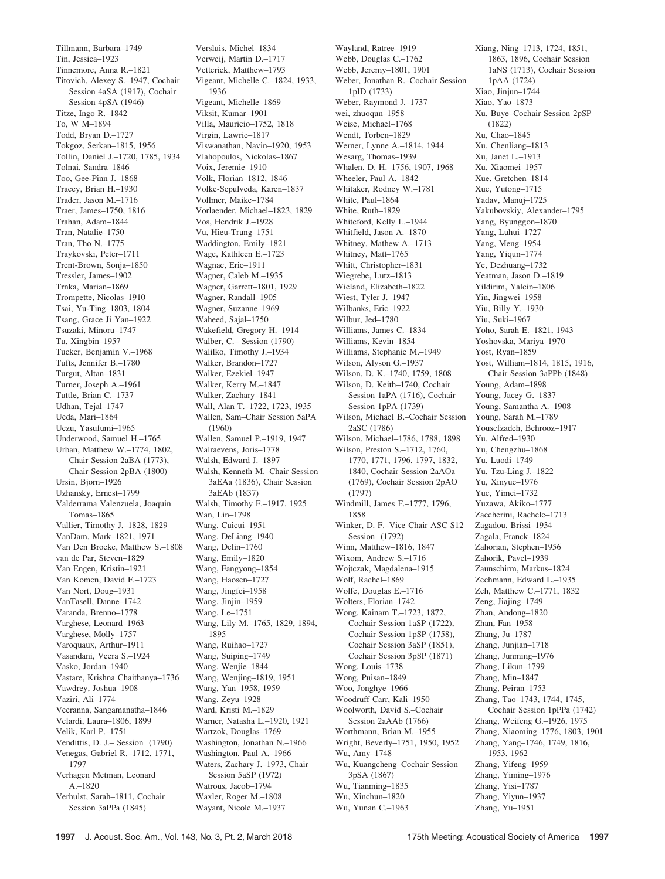Tillmann, Barbara–1749
Tin, Jessica–1923
Tinnemore, Anna R.–1821
Titovich, Alexey S.–1947, Cochair Session 4aSA (1917), Cochair Session 4pSA (1946)
Titze, Ingo R.–1842
To, W M–1894
Todd, Bryan D.–1727
Tokgoz, Serkan–1815, 1956
Tollin, Daniel J.–1720, 1785, 1934
Tolnai, Sandra–1846
Too, Gee-Pinn J.–1868
Tracey, Brian H.–1930
Trader, Jason M.–1716
Traer, James–1750, 1816
Trahan, Adam–1844
Tran, Natalie–1750
Tran, Tho N.–1775
Traykovski, Peter–1711
Trent-Brown, Sonja–1850
Tressler, James–1902
Trnka, Marian–1869
Trompette, Nicolas–1910
Tsai, Yu-Ting–1803, 1804
Tsang, Grace Ji Yan–1922
Tsuzaki, Minoru–1747
Tu, Xingbin–1957
Tucker, Benjamin V.–1968
Tufts, Jennifer B.–1780
Turgut, Altan–1831
Turner, Joseph A.–1961
Tuttle, Brian C.–1737
Udhan, Tejal–1747
Ueda, Mari–1864
Uezu, Yasufumi–1965
Underwood, Samuel H.–1765
Urban, Matthew W.–1774, 1802, Chair Session 2aBA (1773), Chair Session 2pBA (1800)
Ursin, Bjorn–1926
Uzhansky, Ernest–1799
Valderrama Valenzuela, Joaquin Tomas–1865
Vallier, Timothy J.–1828, 1829
VanDam, Mark–1821, 1971
Van Den Broeke, Matthew S.–1808
van de Par, Steven–1829
Van Engen, Kristin–1921
Van Komen, David F.–1723
Van Nort, Doug–1931
VanTasell, Danne–1742
Varanda, Brenno–1778
Varghese, Leonard–1963
Varghese, Molly–1757
Varoquaux, Arthur–1911
Vasandani, Veera S.–1924
Vasko, Jordan–1940
Vastare, Krishna Chaithanya–1736
Vawdrey, Joshua–1908
Vaziri, Ali–1774
Veeranna, Sangamanatha–1846
Velardi, Laura–1806, 1899
Velik, Karl P.–1751
Vendittis, D. J.– Session (1790)
Venegas, Gabriel R.–1712, 1771, 1797
Verhagen Metman, Leonard A.–1820
Verhulst, Sarah–1811, Cochair Session 3aPPa (1845)
Versluis, Michel–1834
Verweij, Martin D.–1717
Vetterick, Matthew–1793
Vigeant, Michelle C.–1824, 1933, 1936
Vigeant, Michelle–1869
Viksit, Kumar–1901
Villa, Mauricio–1752, 1818
Virgin, Lawrie–1817
Viswanathan, Navin–1920, 1953
Vlahopoulos, Nickolas–1867
Voix, Jeremie–1910
Völk, Florian–1812, 1846
Volke-Sepulveda, Karen–1837
Vollmer, Maike–1784
Vorlaender, Michael–1823, 1829
Vos, Hendrik J.–1928
Vu, Hieu-Trung–1751
Waddington, Emily–1821
Wage, Kathleen E.–1723
Wagnac, Eric–1911
Wagner, Caleb M.–1935
Wagner, Garrett–1801, 1929
Wagner, Randall–1905
Wagner, Suzanne–1969
Waheed, Sajal–1750
Wakefield, Gregory H.–1914
Walber, C.– Session (1790)
Walilko, Timothy J.–1934
Walker, Brandon–1727
Walker, Ezekiel–1947
Walker, Kerry M.–1847
Walker, Zachary–1841
Wall, Alan T.–1722, 1723, 1935
Wallen, Sam–Chair Session 5aPA (1960)
Wallen, Samuel P.–1919, 1947
Walraevens, Joris–1778
Walsh, Edward J.–1897
Walsh, Kenneth M.–Chair Session 3aEAa (1836), Chair Session 3aEAb (1837)
Walsh, Timothy F.–1917, 1925
Wan, Lin–1798
Wang, Cuicui–1951
Wang, DeLiang–1940
Wang, Delin–1760
Wang, Emily–1820
Wang, Fangyong–1854
Wang, Haosen–1727
Wang, Jingfei–1958
Wang, Jinjin–1959
Wang, Le–1751
Wang, Lily M.–1765, 1829, 1894, 1895
Wang, Ruihao–1727
Wang, Suiping–1749
Wang, Wenjie–1844
Wang, Wenjing–1819, 1951
Wang, Yan–1958, 1959
Wang, Zeyu–1928
Ward, Kristi M.–1829
Warner, Natasha L.–1920, 1921
Wartzok, Douglas–1769
Washington, Jonathan N.–1966
Washington, Paul A.–1966
Waters, Zachary J.–1973, Chair Session 5aSP (1972)
Watrous, Jacob–1794
Waxler, Roger M.–1808
Wayant, Nicole M.–1937
Wayland, Ratree–1919
Webb, Douglas C.–1762
Webb, Jeremy–1801, 1901
Weber, Jonathan R.–Cochair Session 1pID (1733)
Weber, Raymond J.–1737
wei, zhuoqun–1958
Weise, Michael–1768
Wendt, Torben–1829
Werner, Lynne A.–1814, 1944
Wesarg, Thomas–1939
Whalen, D. H.–1756, 1907, 1968
Wheeler, Paul A.–1842
Whitaker, Rodney W.–1781
White, Paul–1864
White, Ruth–1829
Whiteford, Kelly L.–1944
Whitfield, Jason A.–1870
Whitney, Mathew A.–1713
Whitney, Matt–1765
Whitt, Christopher–1831
Wiegrebe, Lutz–1813
Wieland, Elizabeth–1822
Wiest, Tyler J.–1947
Wilbanks, Eric–1922
Wilbur, Jed–1780
Williams, James C.–1834
Williams, Kevin–1854
Williams, Stephanie M.–1949
Wilson, Alyson G.–1937
Wilson, D. K.–1740, 1759, 1808
Wilson, D. Keith–1740, Cochair Session 1aPA (1716), Cochair Session 1pPA (1739)
Wilson, Michael B.–Cochair Session 2aSC (1786)
Wilson, Michael–1786, 1788, 1898
Wilson, Preston S.–1712, 1760, 1770, 1771, 1796, 1797, 1832, 1840, Cochair Session 2aAOa (1769), Cochair Session 2pAO (1797)
Windmill, James F.–1777, 1796, 1858
Winker, D. F.–Vice Chair ASC S12 Session (1792)
Winn, Matthew–1816, 1847
Wixom, Andrew S.–1716
Wojtczak, Magdalena–1915
Wolf, Rachel–1869
Wolfe, Douglas E.–1716
Wolters, Florian–1742
Wong, Kainam T.–1723, 1872, Cochair Session 1aSP (1722), Cochair Session 1pSP (1758), Cochair Session 3aSP (1851), Cochair Session 3pSP (1871)
Wong, Louis–1738
Wong, Puisan–1849
Woo, Jonghye–1966
Woodruff Carr, Kali–1950
Woolworth, David S.–Cochair Session 2aAAb (1766)
Worthmann, Brian M.–1955
Wright, Beverly–1751, 1950, 1952
Wu, Amy–1748
Wu, Kuangcheng–Cochair Session 3pSA (1867)
Wu, Tianming–1835
Wu, Xinchun–1820
Wu, Yunan C.–1963
Xiang, Ning–1713, 1724, 1851, 1863, 1896, Cochair Session 1aNS (1713), Cochair Session 1pAA (1724)
Xiao, Jinjun–1744
Xiao, Yao–1873
Xu, Buye–Cochair Session 2pSP (1822)
Xu, Chao–1845
Xu, Chenliang–1813
Xu, Janet L.–1913
Xu, Xiaomei–1957
Xue, Gretchen–1814
Xue, Yutong–1715
Yadav, Manuj–1725
Yakubovskiy, Alexander–1795
Yang, Byunggon–1870
Yang, Luhui–1727
Yang, Meng–1954
Yang, Yiqun–1774
Ye, Dezhuang–1732
Yeatman, Jason D.–1819
Yildirim, Yalcin–1806
Yin, Jingwei–1958
Yiu, Billy Y.–1930
Yiu, Suki–1967
Yoho, Sarah E.–1821, 1943
Yoshovska, Mariya–1970
Yost, Ryan–1859
Yost, William–1814, 1815, 1916, Chair Session 3aPPb (1848)
Young, Adam–1898
Young, Jacey G.–1837
Young, Samantha A.–1908
Young, Sarah M.–1789
Yousefzadeh, Behrooz–1917
Yu, Alfred–1930
Yu, Chengzhu–1868
Yu, Luodi–1749
Yu, Tzu-Ling J.–1822
Yu, Xinyue–1976
Yue, Yimei–1732
Yuzawa, Akiko–1777
Zaccherini, Rachele–1713
Zagadou, Brissi–1934
Zagala, Franck–1824
Zahorian, Stephen–1956
Zahorik, Pavel–1939
Zaunschirm, Markus–1824
Zechmann, Edward L.–1935
Zeh, Matthew C.–1771, 1832
Zeng, Jiajing–1749
Zhan, Andong–1820
Zhan, Fan–1958
Zhang, Ju–1787
Zhang, Junjian–1718
Zhang, Junming–1976
Zhang, Likun–1799
Zhang, Min–1847
Zhang, Peiran–1753
Zhang, Tao–1743, 1744, 1745, Cochair Session 1pPPa (1742)
Zhang, Weifeng G.–1926, 1975
Zhang, Xiaoming–1776, 1803, 1901
Zhang, Yang–1746, 1749, 1816, 1953, 1962
Zhang, Yifeng–1959
Zhang, Yiming–1976
Zhang, Yisi–1787
Zhang, Yiyun–1937
Zhang, Yu–1951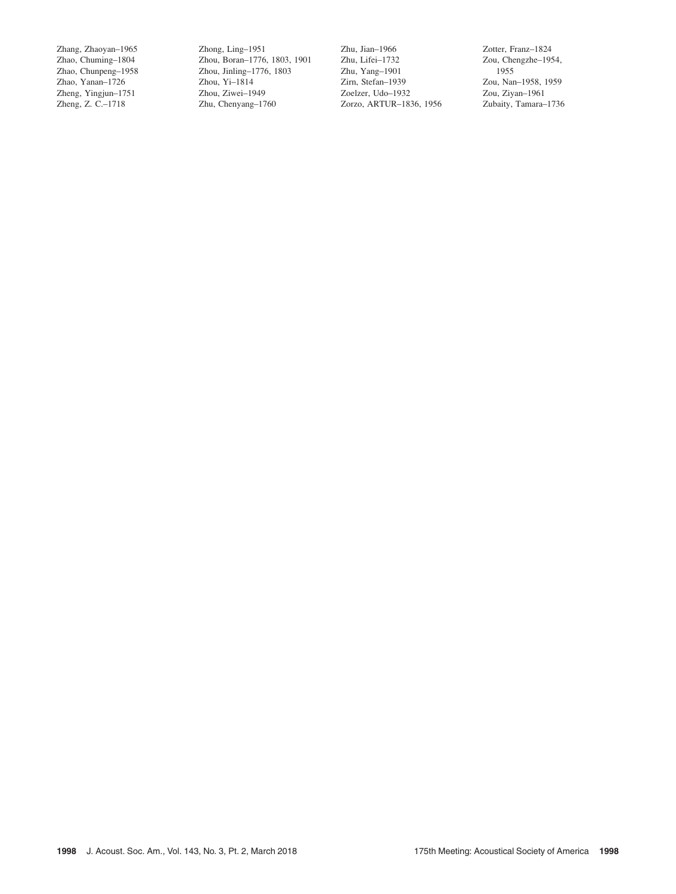Zhang, Zhaoyan–1965
Zhao, Chuming–1804
Zhao, Chunpeng–1958
Zhao, Yanan–1726
Zheng, Yingjun–1751
Zheng, Z. C.–1718
Zhong, Ling–1951
Zhou, Boran–1776, 1803, 1901
Zhou, Jinling–1776, 1803
Zhou, Yi–1814
Zhou, Ziwei–1949
Zhu, Chenyang–1760
Zhu, Jian–1966
Zhu, Lifei–1732
Zhu, Yang–1901
Zirn, Stefan–1939
Zoelzer, Udo–1932
Zorzo, ARTUR–1836, 1956
Zotter, Franz–1824
Zou, Chengzhe–1954, 1955
Zou, Nan–1958, 1959
Zou, Ziyan–1961
Zubaity, Tamara–1736